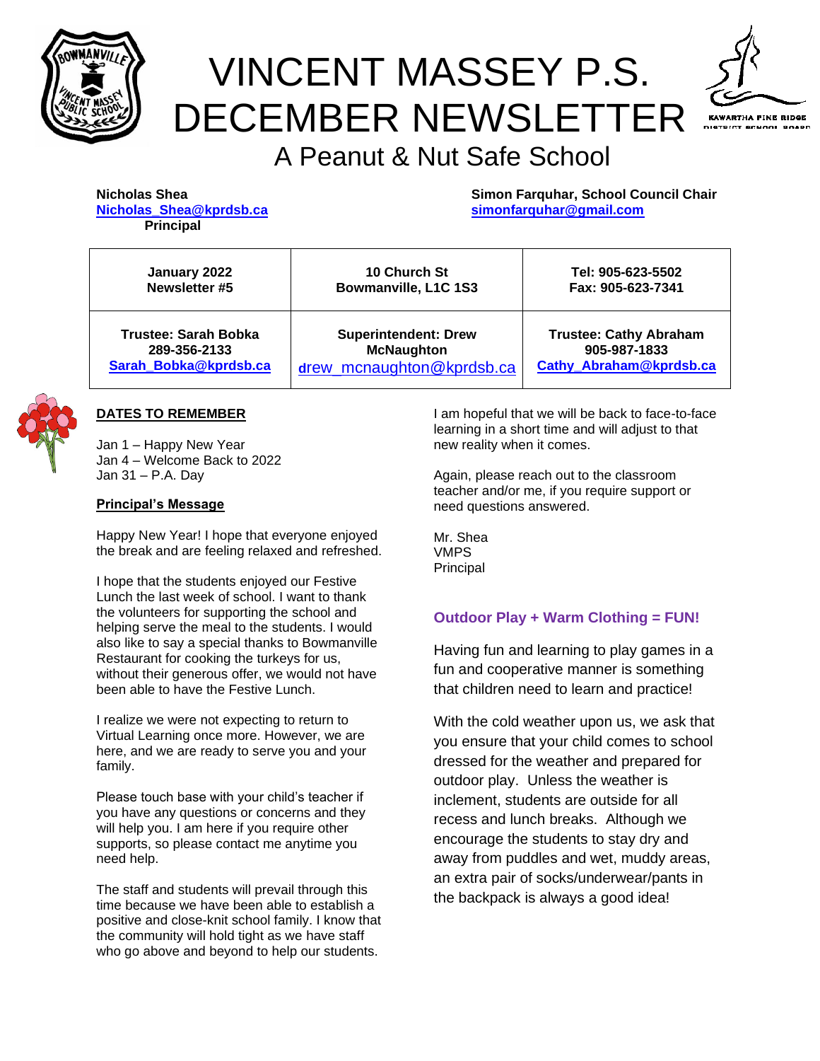# VINCENT MASSEY P.S. DECEMBER NEWSLETTER

## A Peanut & Nut Safe School

**Nicholas Shea**
**Nicholas_Shea@kprdsb.ca**
**Principal**

**Simon Farquhar, School Council Chair**
**simonfarquhar@gmail.com**

| January 2022 Newsletter #5 | 10 Church St Bowmanville, L1C 1S3 | Tel: 905-623-5502 Fax: 905-623-7341 |
|---|---|---|
| Trustee: Sarah Bobka 289-356-2133 Sarah_Bobka@kprdsb.ca | Superintendent: Drew McNaughton drew_mcnaughton@kprdsb.ca | Trustee: Cathy Abraham 905-987-1833 Cathy_Abraham@kprdsb.ca |

### DATES TO REMEMBER

Jan 1 – Happy New Year
Jan 4 – Welcome Back to 2022
Jan 31 – P.A. Day

### Principal's Message

Happy New Year! I hope that everyone enjoyed the break and are feeling relaxed and refreshed.

I hope that the students enjoyed our Festive Lunch the last week of school. I want to thank the volunteers for supporting the school and helping serve the meal to the students. I would also like to say a special thanks to Bowmanville Restaurant for cooking the turkeys for us, without their generous offer, we would not have been able to have the Festive Lunch.

I realize we were not expecting to return to Virtual Learning once more. However, we are here, and we are ready to serve you and your family.

Please touch base with your child's teacher if you have any questions or concerns and they will help you. I am here if you require other supports, so please contact me anytime you need help.

The staff and students will prevail through this time because we have been able to establish a positive and close-knit school family. I know that the community will hold tight as we have staff who go above and beyond to help our students.

I am hopeful that we will be back to face-to-face learning in a short time and will adjust to that new reality when it comes.

Again, please reach out to the classroom teacher and/or me, if you require support or need questions answered.

Mr. Shea
VMPS
Principal

### Outdoor Play + Warm Clothing = FUN!

Having fun and learning to play games in a fun and cooperative manner is something that children need to learn and practice!

With the cold weather upon us, we ask that you ensure that your child comes to school dressed for the weather and prepared for outdoor play. Unless the weather is inclement, students are outside for all recess and lunch breaks. Although we encourage the students to stay dry and away from puddles and wet, muddy areas, an extra pair of socks/underwear/pants in the backpack is always a good idea!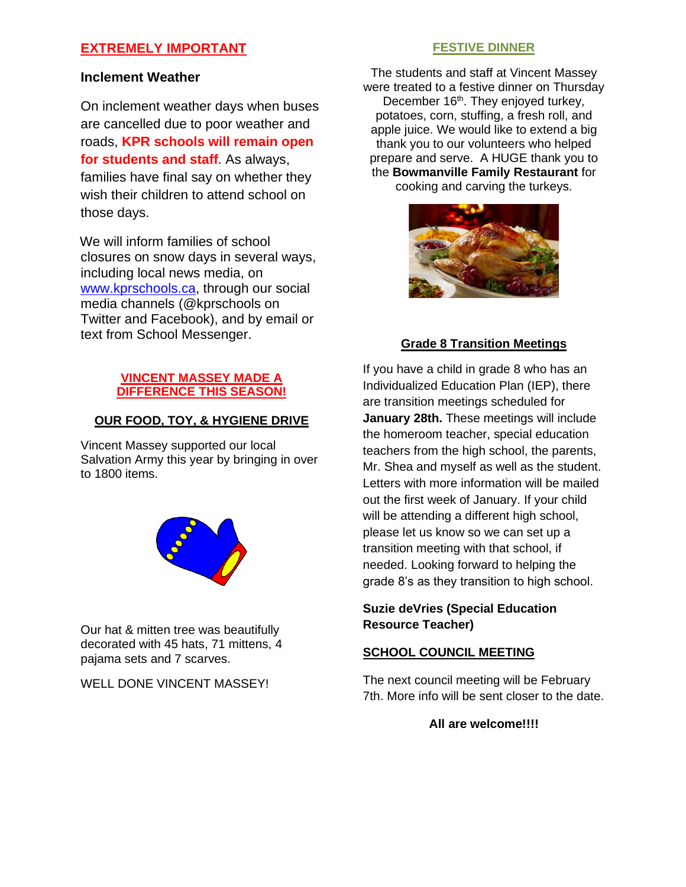## EXTREMELY IMPORTANT

### Inclement Weather

On inclement weather days when buses are cancelled due to poor weather and roads, **KPR schools will remain open for students and staff**. As always, families have final say on whether they wish their children to attend school on those days.

We will inform families of school closures on snow days in several ways, including local news media, on [www.kprschools.ca](http://www.kprschools.ca), through our social media channels (@kprschools on Twitter and Facebook), and by email or text from School Messenger.

## VINCENT MASSEY MADE A DIFFERENCE THIS SEASON!

### OUR FOOD, TOY, & HYGIENE DRIVE

Vincent Massey supported our local Salvation Army this year by bringing in over to 1800 items.

Our hat & mitten tree was beautifully decorated with 45 hats, 71 mittens, 4 pajama sets and 7 scarves.

WELL DONE VINCENT MASSEY!

## FESTIVE DINNER

The students and staff at Vincent Massey were treated to a festive dinner on Thursday December 16th. They enjoyed turkey, potatoes, corn, stuffing, a fresh roll, and apple juice. We would like to extend a big thank you to our volunteers who helped prepare and serve. A HUGE thank you to the **Bowmanville Family Restaurant** for cooking and carving the turkeys.

## Grade 8 Transition Meetings

If you have a child in grade 8 who has an Individualized Education Plan (IEP), there are transition meetings scheduled for **January 28th.** These meetings will include the homeroom teacher, special education teachers from the high school, the parents, Mr. Shea and myself as well as the student. Letters with more information will be mailed out the first week of January. If your child will be attending a different high school, please let us know so we can set up a transition meeting with that school, if needed. Looking forward to helping the grade 8's as they transition to high school.

**Suzie deVries (Special Education Resource Teacher)**

## SCHOOL COUNCIL MEETING

The next council meeting will be February 7th. More info will be sent closer to the date.

**All are welcome!!!!**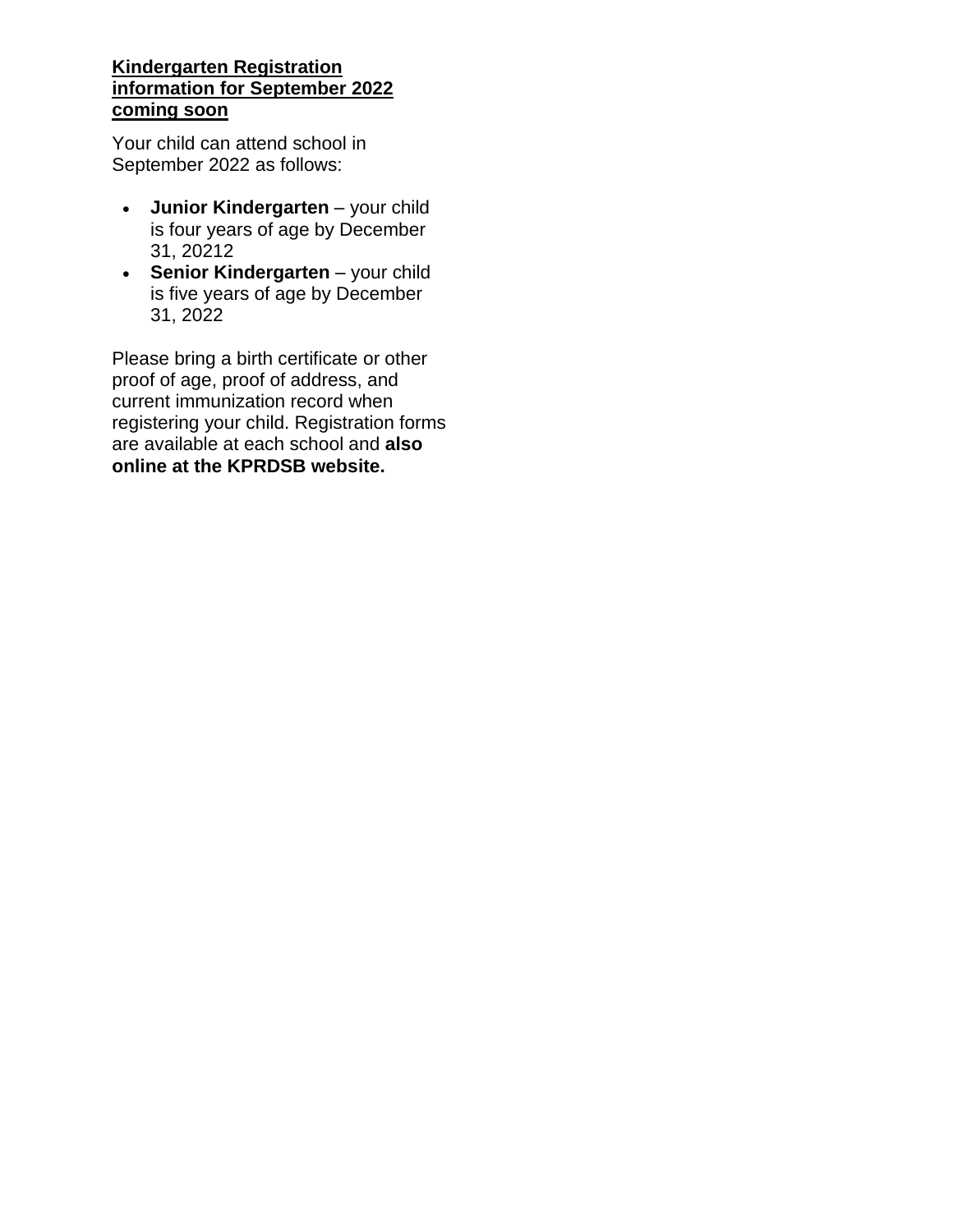**Kindergarten Registration information for September 2022 coming soon**

Your child can attend school in September 2022 as follows:

- **Junior Kindergarten** – your child is four years of age by December 31, 20212
- **Senior Kindergarten** – your child is five years of age by December 31, 2022

Please bring a birth certificate or other proof of age, proof of address, and current immunization record when registering your child. Registration forms are available at each school and **also online at the KPRDSB website.**